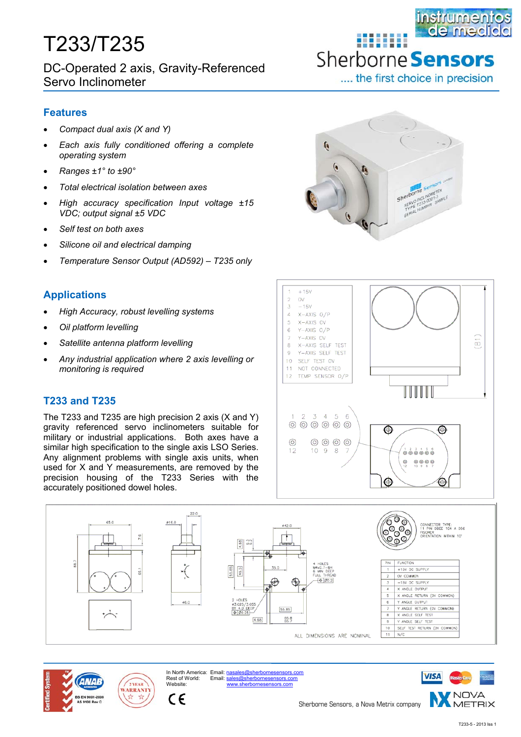# T233/T235

DC-Operated 2 axis, Gravity-Referenced Servo Inclinometer

Sherborne Sensors .... the first choice in precision

## Features

- *Compact dual axis (X and Y)*
- *Each axis fully conditioned offering a complete operating system*
- *Ranges ±1° to ±90°*
- *Total electrical isolation between axes*
- *High accuracy specification Input voltage ±15 VDC; output signal ±5 VDC*
- *Self test on both axes*
- *Silicone oil and electrical damping*
- *Temperature Sensor Output (AD592) – T235 only*

## Applications

- *High Accuracy, robust levelling systems*
- *Oil platform levelling*
- *Satellite antenna platform levelling*
- *Any industrial application where 2 axis levelling or monitoring is required*

## T233 and T235

The T233 and T235 are high precision 2 axis (X and Y) gravity referenced servo inclinometers suitable for military or industrial applications. Both axes have a similar high specification to the single axis LSO Series. Any alignment problems with single axis units, when used for X and Y measurements, are removed by the precision housing of the T233 Series with the accurately positioned dowel holes.

| | |
|---|---|
| 1 | +15V |
| 2 | 0V |
| 3 | −15V |
| 4 | X-AXIS O/P |
| 5 | X-AXIS 0V |
| 6 | Y-AXIS O/P |
| 7 | Y-AXIS 0V |
| 8 | X-AXIS SELF TEST |
| 9 | Y-AXIS SELF TEST |
| 10 | SELF TEST 0V |
| 11 | NOT CONNECTED |
| 12 | TEMP SENSOR O/P |

CONNECTOR TYPE: 11 PIN DBEE 104 A 056 FISCHER ORIENTATION WITHIN 10°

| PIN | FUNCTION |
|---|---|
| 1 | +15V DC SUPPLY |
| 2 | 0V COMMON |
| 3 | −15V DC SUPPLY |
| 4 | X ANGLE OUTPUT |
| 5 | X ANGLE RETURN (0V COMMON) |
| 6 | Y ANGLE OUTPUT |
| 7 | Y ANGLE RETURN (0V COMMON) |
| 8 | X ANGLE SELF TEST |
| 9 | Y ANGLE SELF TEST |
| 10 | SELF TEST RETURN (0V COMMON) |
| 11 | N/C |

4 HOLES M4x0.7–6H 6 MIN DEEP FULL THREAD

2 HOLES ø3.025/3.055 ∇ 4.0 DEEP

ALL DIMENSIONS ARE NOMINAL

In North America: Email: nasales@sherbornesensors.com
Rest of World: Email: sales@sherbornesensors.com
Website: www.sherbornesensors.com

Sherborne Sensors, a Nova Metrix company

T233-5 - 2013 Iss 1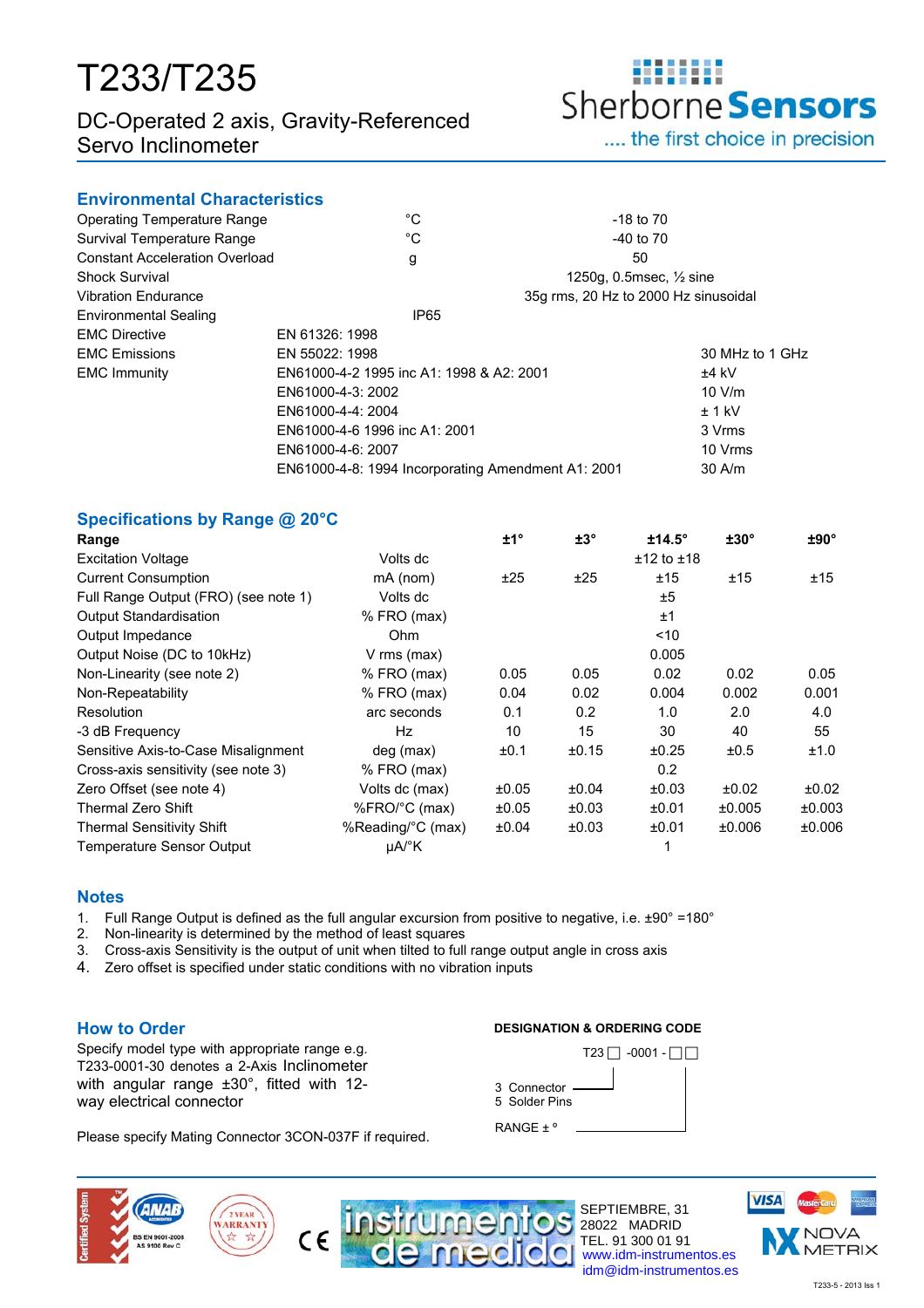# T233/T235

DC-Operated 2 axis, Gravity-Referenced Servo Inclinometer

Sherborne **Sensors**
.... the first choice in precision

## Environmental Characteristics

| | | |
|---|---|---|
| Operating Temperature Range | °C | -18 to 70 |
| Survival Temperature Range | °C | -40 to 70 |
| Constant Acceleration Overload | g | 50 |
| Shock Survival | | 1250g, 0.5msec, ½ sine |
| Vibration Endurance | | 35g rms, 20 Hz to 2000 Hz sinusoidal |
| Environmental Sealing | IP65 | |

| | | |
|---|---|---|
| EMC Directive | EN 61326: 1998 | |
| EMC Emissions | EN 55022: 1998 | 30 MHz to 1 GHz |
| EMC Immunity | EN61000-4-2 1995 inc A1: 1998 & A2: 2001 | ±4 kV |
| | EN61000-4-3: 2002 | 10 V/m |
| | EN61000-4-4: 2004 | ± 1 kV |
| | EN61000-4-6 1996 inc A1: 2001 | 3 Vrms |
| | EN61000-4-6: 2007 | 10 Vrms |
| | EN61000-4-8: 1994 Incorporating Amendment A1: 2001 | 30 A/m |

## Specifications by Range @ 20°C

| Range | | ±1° | ±3° | ±14.5° | ±30° | ±90° |
|---|---|---|---|---|---|---|
| Excitation Voltage | Volts dc | | | ±12 to ±18 | | |
| Current Consumption | mA (nom) | ±25 | ±25 | ±15 | ±15 | ±15 |
| Full Range Output (FRO) (see note 1) | Volts dc | | | ±5 | | |
| Output Standardisation | % FRO (max) | | | ±1 | | |
| Output Impedance | Ohm | | | <10 | | |
| Output Noise (DC to 10kHz) | V rms (max) | | | 0.005 | | |
| Non-Linearity (see note 2) | % FRO (max) | 0.05 | 0.05 | 0.02 | 0.02 | 0.05 |
| Non-Repeatability | % FRO (max) | 0.04 | 0.02 | 0.004 | 0.002 | 0.001 |
| Resolution | arc seconds | 0.1 | 0.2 | 1.0 | 2.0 | 4.0 |
| -3 dB Frequency | Hz | 10 | 15 | 30 | 40 | 55 |
| Sensitive Axis-to-Case Misalignment | deg (max) | ±0.1 | ±0.15 | ±0.25 | ±0.5 | ±1.0 |
| Cross-axis sensitivity (see note 3) | % FRO (max) | | | 0.2 | | |
| Zero Offset (see note 4) | Volts dc (max) | ±0.05 | ±0.04 | ±0.03 | ±0.02 | ±0.02 |
| Thermal Zero Shift | %FRO/°C (max) | ±0.05 | ±0.03 | ±0.01 | ±0.005 | ±0.003 |
| Thermal Sensitivity Shift | %Reading/°C (max) | ±0.04 | ±0.03 | ±0.01 | ±0.006 | ±0.006 |
| Temperature Sensor Output | µA/°K | | | 1 | | |

## Notes

1. Full Range Output is defined as the full angular excursion from positive to negative, i.e. ±90° =180°
2. Non-linearity is determined by the method of least squares
3. Cross-axis Sensitivity is the output of unit when tilted to full range output angle in cross axis
4. Zero offset is specified under static conditions with no vibration inputs

## How to Order

Specify model type with appropriate range e.g. T233-0001-30 denotes a 2-Axis Inclinometer with angular range ±30°, fitted with 12-way electrical connector

Please specify Mating Connector 3CON-037F if required.

**DESIGNATION & ORDERING CODE**

T23 ☐ -0001 - ☐☐

3 Connector
5 Solder Pins

RANGE ± °

SEPTIEMBRE, 31
28022 MADRID
TEL. 91 300 01 91
www.idm-instrumentos.es
idm@idm-instrumentos.es

T233-5 - 2013 Iss 1